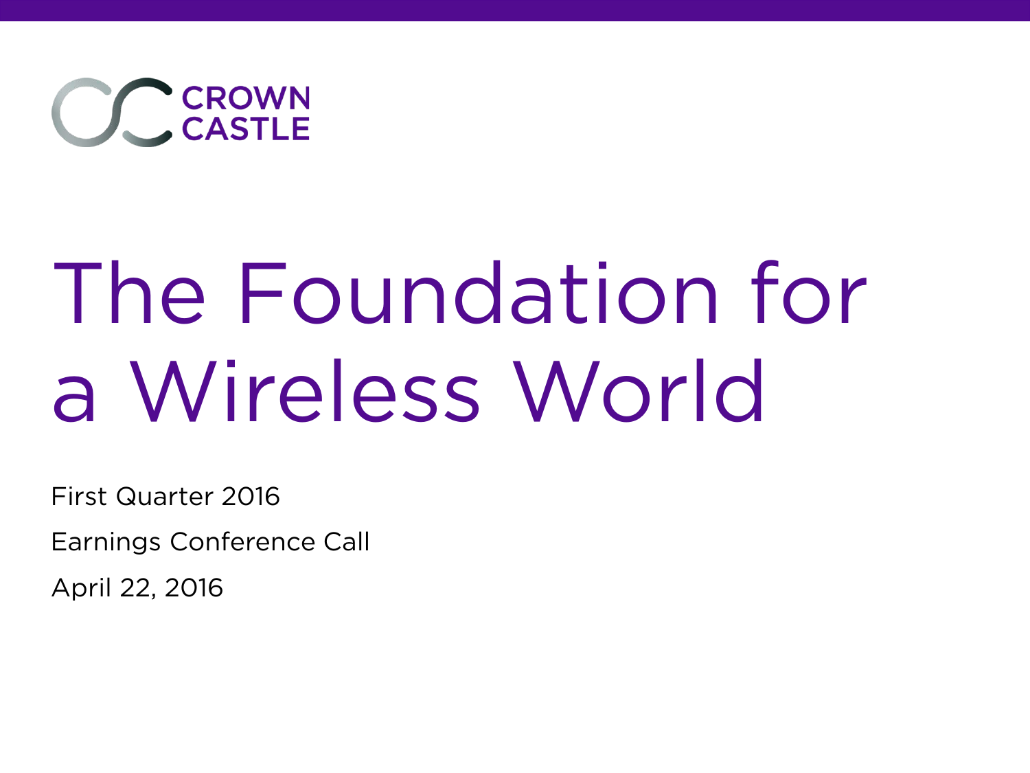CROWN CASTLE

# The Foundation for a Wireless World

First Quarter 2016

Earnings Conference Call

April 22, 2016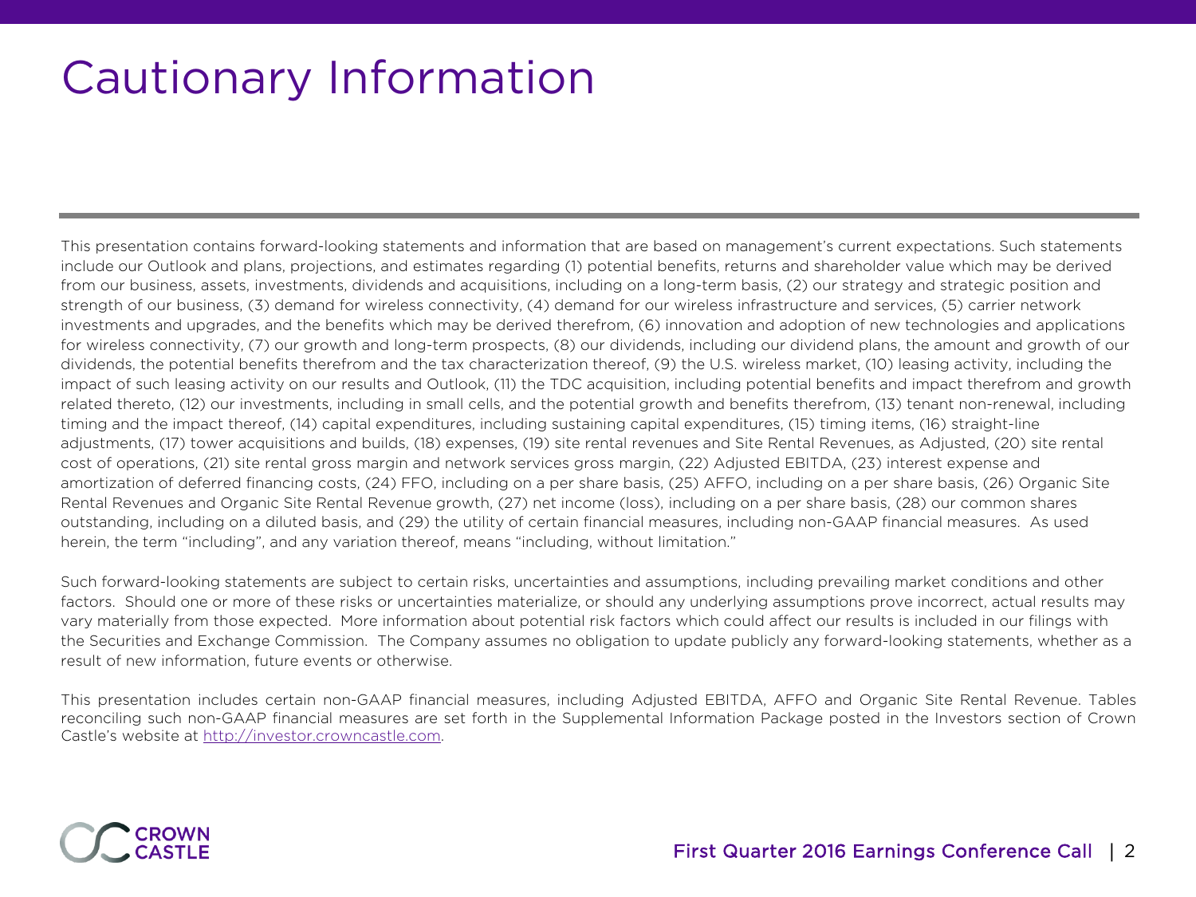# Cautionary Information

This presentation contains forward-looking statements and information that are based on management's current expectations. Such statements include our Outlook and plans, projections, and estimates regarding (1) potential benefits, returns and shareholder value which may be derived from our business, assets, investments, dividends and acquisitions, including on a long-term basis, (2) our strategy and strategic position and strength of our business, (3) demand for wireless connectivity, (4) demand for our wireless infrastructure and services, (5) carrier network investments and upgrades, and the benefits which may be derived therefrom, (6) innovation and adoption of new technologies and applications for wireless connectivity, (7) our growth and long-term prospects, (8) our dividends, including our dividend plans, the amount and growth of our dividends, the potential benefits therefrom and the tax characterization thereof, (9) the U.S. wireless market, (10) leasing activity, including the impact of such leasing activity on our results and Outlook, (11) the TDC acquisition, including potential benefits and impact therefrom and growth related thereto, (12) our investments, including in small cells, and the potential growth and benefits therefrom, (13) tenant non-renewal, including timing and the impact thereof, (14) capital expenditures, including sustaining capital expenditures, (15) timing items, (16) straight-line adjustments, (17) tower acquisitions and builds, (18) expenses, (19) site rental revenues and Site Rental Revenues, as Adjusted, (20) site rental cost of operations, (21) site rental gross margin and network services gross margin, (22) Adjusted EBITDA, (23) interest expense and amortization of deferred financing costs, (24) FFO, including on a per share basis, (25) AFFO, including on a per share basis, (26) Organic Site Rental Revenues and Organic Site Rental Revenue growth, (27) net income (loss), including on a per share basis, (28) our common shares outstanding, including on a diluted basis, and (29) the utility of certain financial measures, including non-GAAP financial measures. As used herein, the term "including", and any variation thereof, means "including, without limitation."

Such forward-looking statements are subject to certain risks, uncertainties and assumptions, including prevailing market conditions and other factors. Should one or more of these risks or uncertainties materialize, or should any underlying assumptions prove incorrect, actual results may vary materially from those expected. More information about potential risk factors which could affect our results is included in our filings with the Securities and Exchange Commission. The Company assumes no obligation to update publicly any forward-looking statements, whether as a result of new information, future events or otherwise.

This presentation includes certain non-GAAP financial measures, including Adjusted EBITDA, AFFO and Organic Site Rental Revenue. Tables reconciling such non-GAAP financial measures are set forth in the Supplemental Information Package posted in the Investors section of Crown Castle's website at http://investor.crowncastle.com.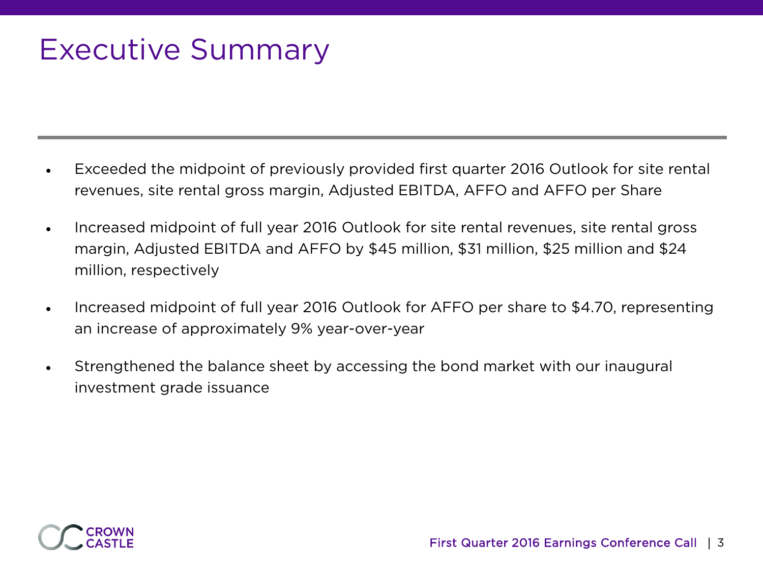# Executive Summary

- Exceeded the midpoint of previously provided first quarter 2016 Outlook for site rental revenues, site rental gross margin, Adjusted EBITDA, AFFO and AFFO per Share
- Increased midpoint of full year 2016 Outlook for site rental revenues, site rental gross margin, Adjusted EBITDA and AFFO by $45 million, $31 million, $25 million and $24 million, respectively
- Increased midpoint of full year 2016 Outlook for AFFO per share to $4.70, representing an increase of approximately 9% year-over-year
- Strengthened the balance sheet by accessing the bond market with our inaugural investment grade issuance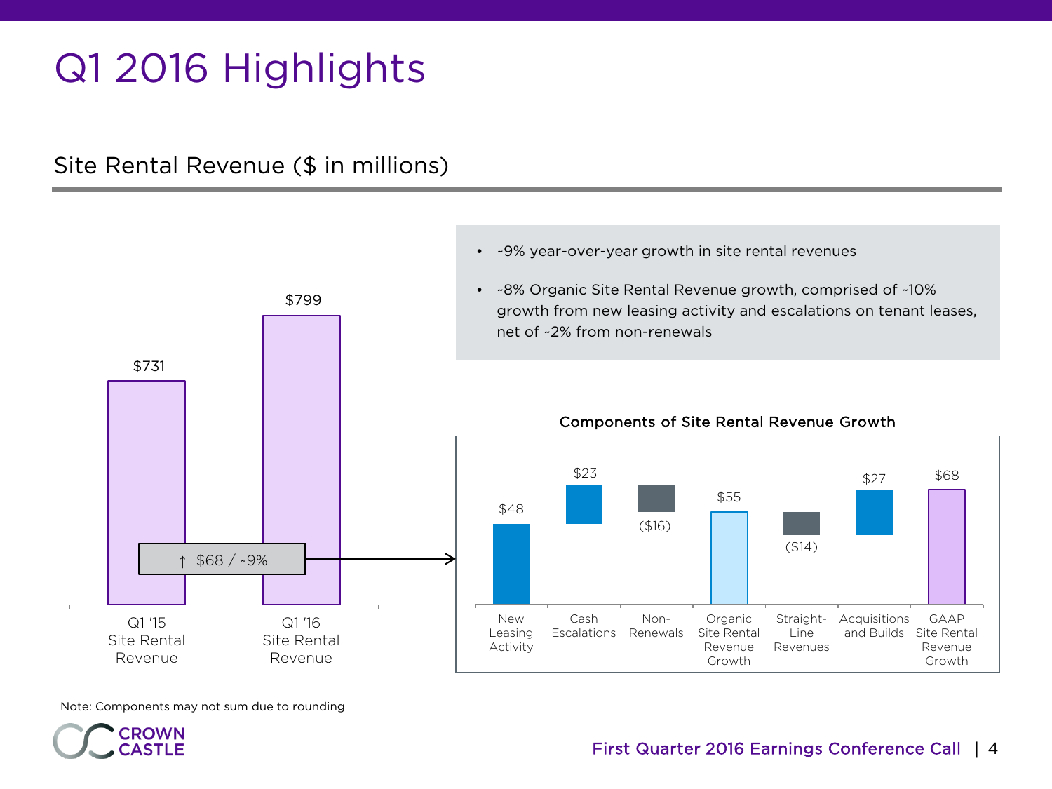# Q1 2016 Highlights

## Site Rental Revenue ($ in millions)

- ~9% year-over-year growth in site rental revenues
- ~8% Organic Site Rental Revenue growth, comprised of ~10% growth from new leasing activity and escalations on tenant leases, net of ~2% from non-renewals

| | Site Rental Revenue |
|---|---|
| Q1 '15 Site Rental Revenue | $731 |
| Q1 '16 Site Rental Revenue | $799 |

↑ $68 / ~9%

**Components of Site Rental Revenue Growth**

| Component | Amount |
|---|---|
| New Leasing Activity | $48 |
| Cash Escalations | $23 |
| Non-Renewals | ($16) |
| Organic Site Rental Revenue Growth | $55 |
| Straight-Line Revenues | ($14) |
| Acquisitions and Builds | $27 |
| GAAP Site Rental Revenue Growth | $68 |

Note: Components may not sum due to rounding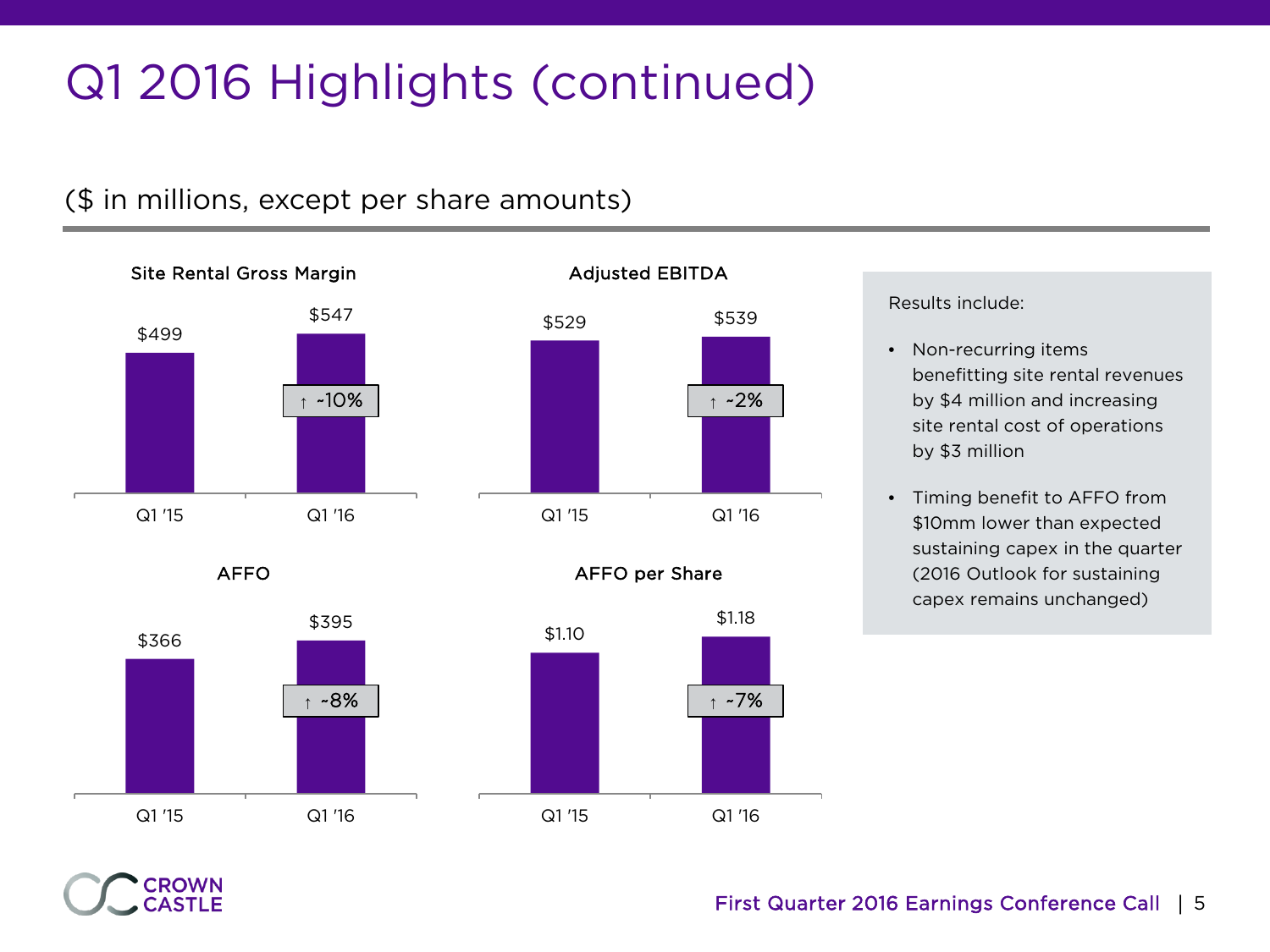# Q1 2016 Highlights (continued)

($ in millions, except per share amounts)

### Site Rental Gross Margin

| | Q1 '15 | Q1 '16 |
|---|---|---|
| Site Rental Gross Margin | $499 | $547 (↑ ~10%) |

### Adjusted EBITDA

| | Q1 '15 | Q1 '16 |
|---|---|---|
| Adjusted EBITDA | $529 | $539 (↑ ~2%) |

### AFFO

| | Q1 '15 | Q1 '16 |
|---|---|---|
| AFFO | $366 | $395 (↑ ~8%) |

### AFFO per Share

| | Q1 '15 | Q1 '16 |
|---|---|---|
| AFFO per Share | $1.10 | $1.18 (↑ ~7%) |

Results include:

- Non-recurring items benefitting site rental revenues by $4 million and increasing site rental cost of operations by $3 million
- Timing benefit to AFFO from $10mm lower than expected sustaining capex in the quarter (2016 Outlook for sustaining capex remains unchanged)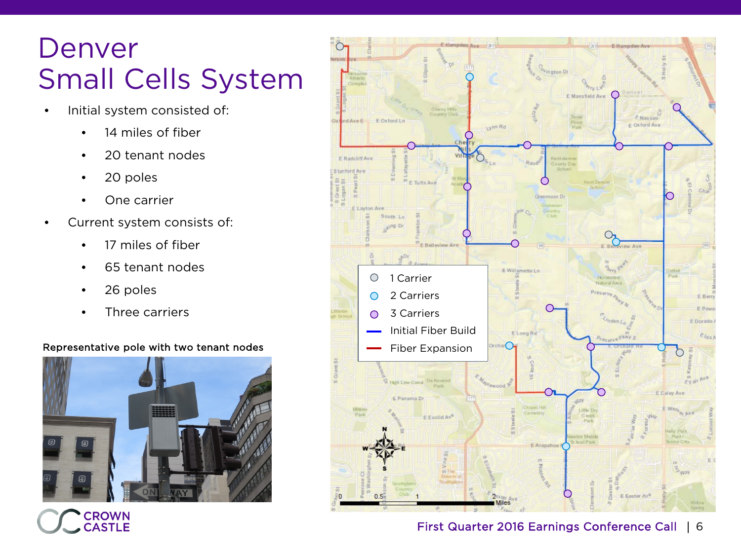# Denver Small Cells System

- Initial system consisted of:
  - 14 miles of fiber
  - 20 tenant nodes
  - 20 poles
  - One carrier
- Current system consists of:
  - 17 miles of fiber
  - 65 tenant nodes
  - 26 poles
  - Three carriers

Representative pole with two tenant nodes

- 1 Carrier
- 2 Carriers
- 3 Carriers
- Initial Fiber Build
- Fiber Expansion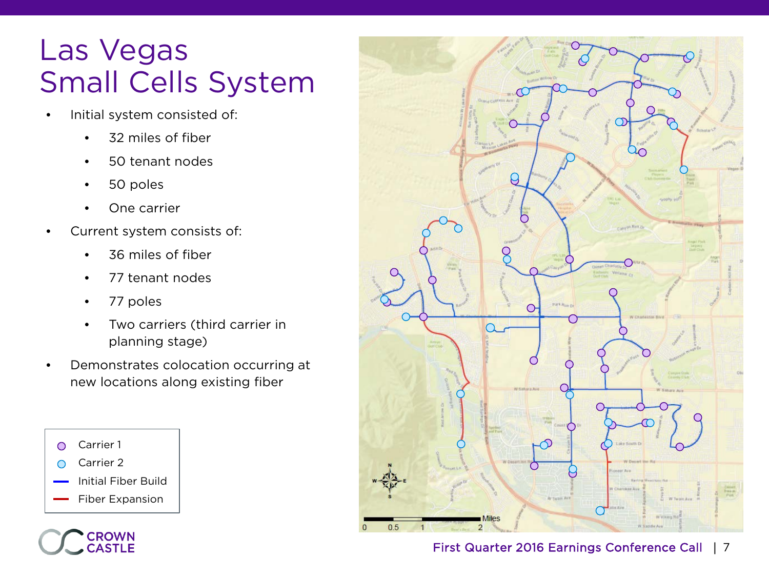# Las Vegas Small Cells System

- Initial system consisted of:
  - 32 miles of fiber
  - 50 tenant nodes
  - 50 poles
  - One carrier
- Current system consists of:
  - 36 miles of fiber
  - 77 tenant nodes
  - 77 poles
  - Two carriers (third carrier in planning stage)
- Demonstrates colocation occurring at new locations along existing fiber

Carrier 1
Carrier 2
Initial Fiber Build
Fiber Expansion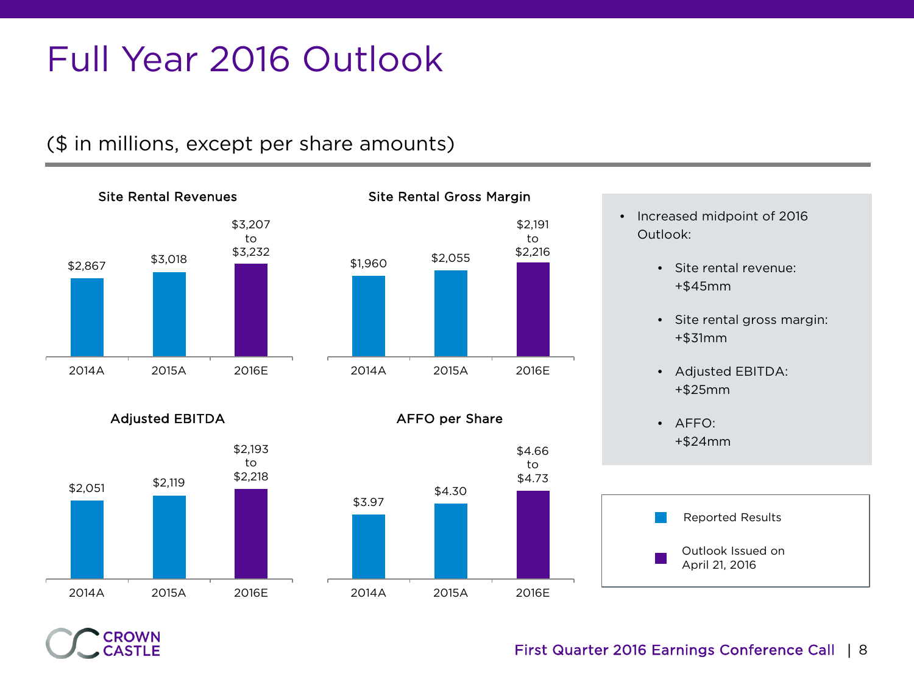# Full Year 2016 Outlook

($ in millions, except per share amounts)

### Site Rental Revenues

$2,867
$3,018
$3,207 to $3,232

2014A
2015A
2016E

### Site Rental Gross Margin

$1,960
$2,055
$2,191 to $2,216

2014A
2015A
2016E

### Adjusted EBITDA

$2,051
$2,119
$2,193 to $2,218

2014A
2015A
2016E

### AFFO per Share

$3.97
$4.30
$4.66 to $4.73

2014A
2015A
2016E

- Increased midpoint of 2016 Outlook:
  - Site rental revenue: +$45mm
  - Site rental gross margin: +$31mm
  - Adjusted EBITDA: +$25mm
  - AFFO: +$24mm

Reported Results

Outlook Issued on April 21, 2016